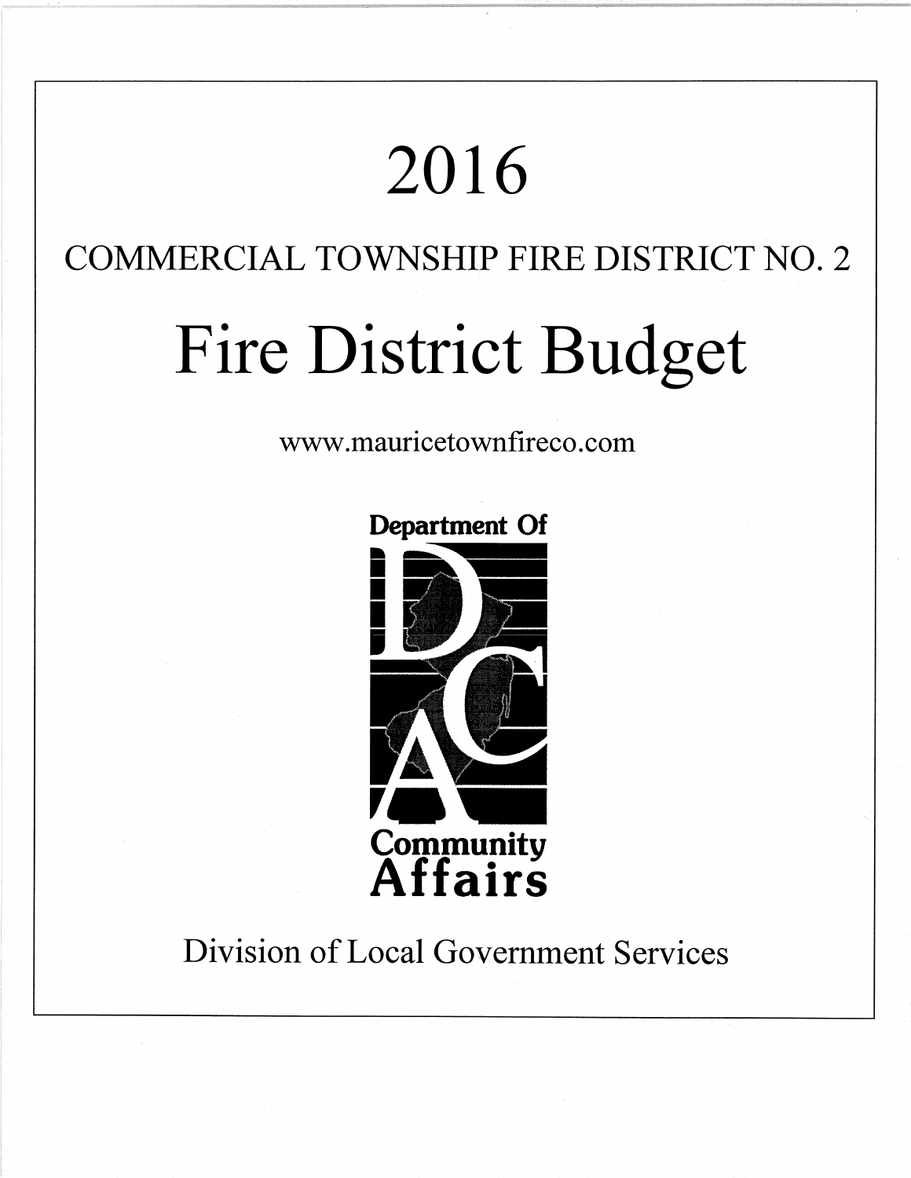# 2016

## COMMERCIAL TOWNSHIP FIRE DISTRICT NO. 2

# Fire District Budget

www.mauricetownfireco.com

Department Of Community Affairs

Division of Local Government Services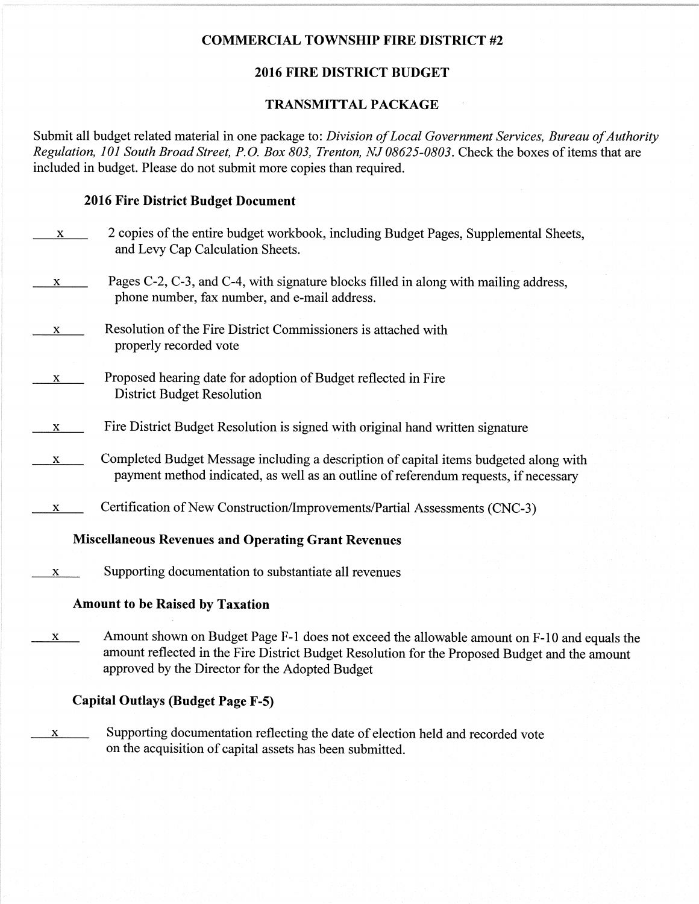# COMMERCIAL TOWNSHIP FIRE DISTRICT #2

## 2016 FIRE DISTRICT BUDGET

## TRANSMITTAL PACKAGE

Submit all budget related material in one package to: *Division of Local Government Services, Bureau of Authority Regulation, 101 South Broad Street, P.O. Box 803, Trenton, NJ 08625-0803*. Check the boxes of items that are included in budget. Please do not submit more copies than required.

### 2016 Fire District Budget Document

- x — 2 copies of the entire budget workbook, including Budget Pages, Supplemental Sheets, and Levy Cap Calculation Sheets.
- x — Pages C-2, C-3, and C-4, with signature blocks filled in along with mailing address, phone number, fax number, and e-mail address.
- x — Resolution of the Fire District Commissioners is attached with properly recorded vote
- x — Proposed hearing date for adoption of Budget reflected in Fire District Budget Resolution
- x — Fire District Budget Resolution is signed with original hand written signature
- x — Completed Budget Message including a description of capital items budgeted along with payment method indicated, as well as an outline of referendum requests, if necessary
- x — Certification of New Construction/Improvements/Partial Assessments (CNC-3)

### Miscellaneous Revenues and Operating Grant Revenues

- x — Supporting documentation to substantiate all revenues

### Amount to be Raised by Taxation

- x — Amount shown on Budget Page F-1 does not exceed the allowable amount on F-10 and equals the amount reflected in the Fire District Budget Resolution for the Proposed Budget and the amount approved by the Director for the Adopted Budget

### Capital Outlays (Budget Page F-5)

- x — Supporting documentation reflecting the date of election held and recorded vote on the acquisition of capital assets has been submitted.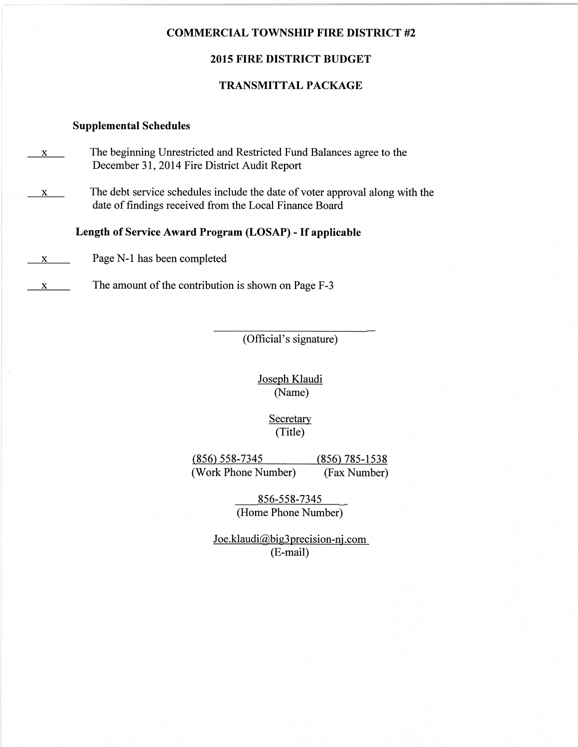# COMMERCIAL TOWNSHIP FIRE DISTRICT #2

## 2015 FIRE DISTRICT BUDGET

## TRANSMITTAL PACKAGE

### Supplemental Schedules

__x__ The beginning Unrestricted and Restricted Fund Balances agree to the December 31, 2014 Fire District Audit Report

__x__ The debt service schedules include the date of voter approval along with the date of findings received from the Local Finance Board

### Length of Service Award Program (LOSAP) - If applicable

__x__ Page N-1 has been completed

__x__ The amount of the contribution is shown on Page F-3

\_\_\_\_\_\_\_\_\_\_\_\_\_\_\_\_\_\_\_\_\_\_\_\_\_\_\_\_\_\_
(Official's signature)

Joseph Klaudi
(Name)

Secretary
(Title)

(856) 558-7345 (Work Phone Number)

(856) 785-1538 (Fax Number)

856-558-7345
(Home Phone Number)

Joe.klaudi@big3precision-nj.com
(E-mail)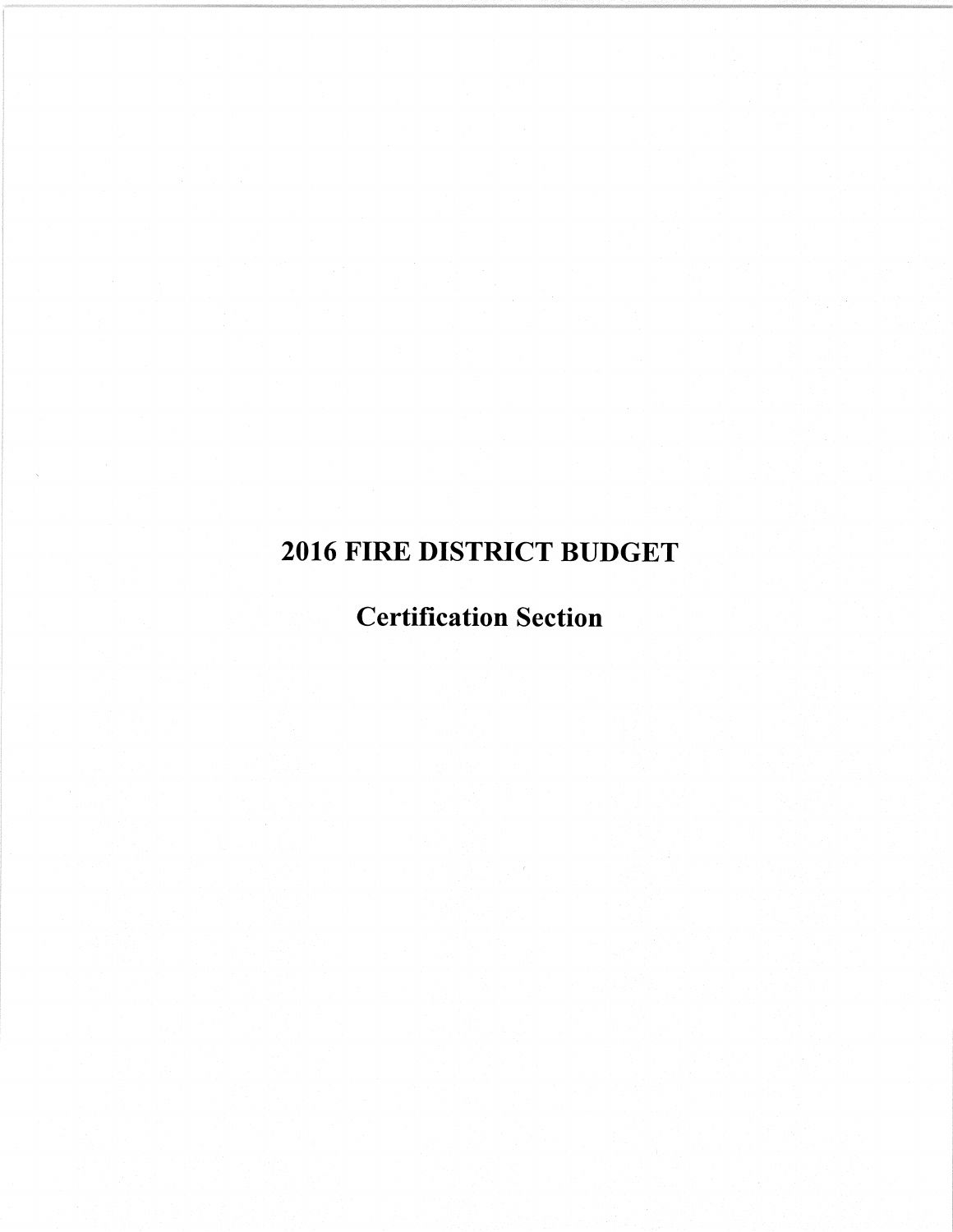# 2016 FIRE DISTRICT BUDGET

## Certification Section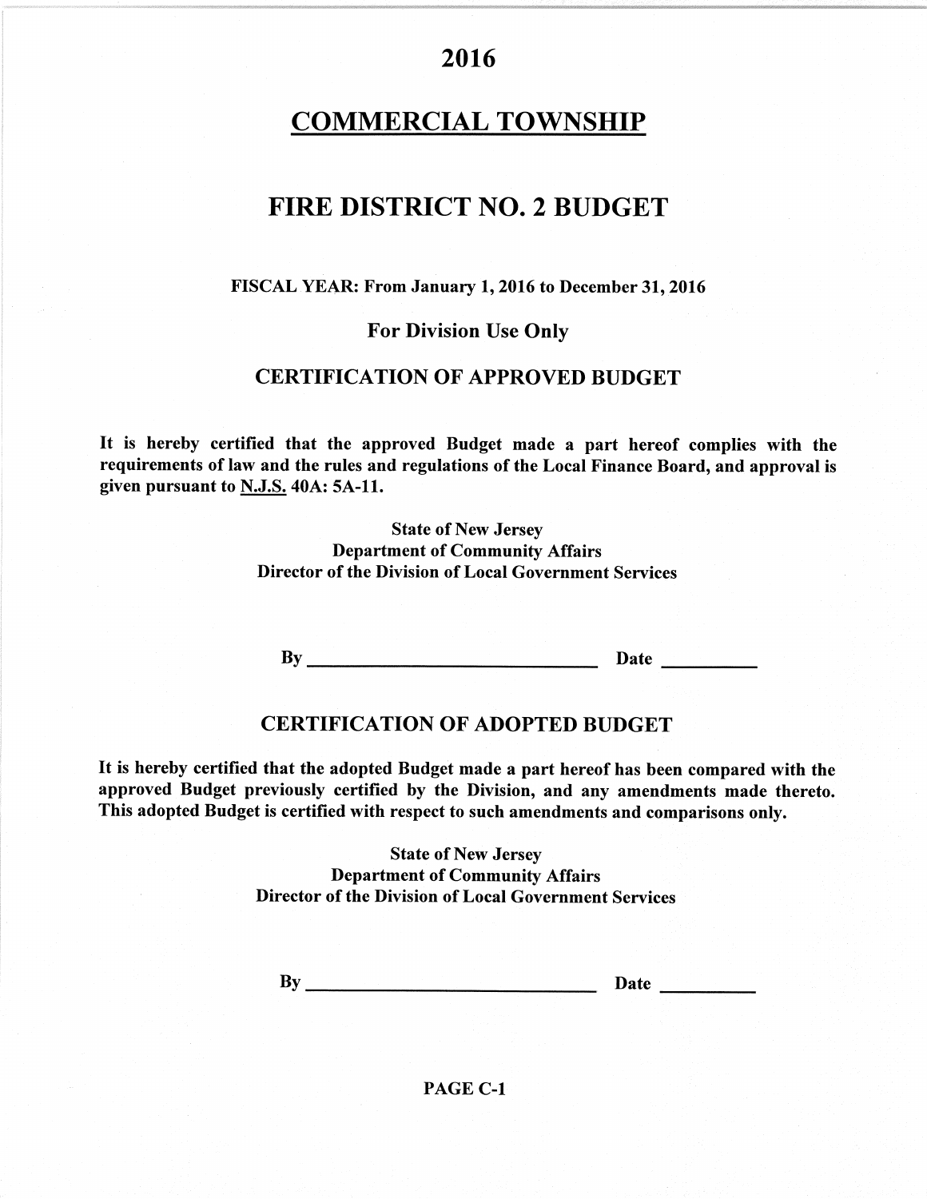# 2016

# COMMERCIAL TOWNSHIP

# FIRE DISTRICT NO. 2 BUDGET

**FISCAL YEAR: From January 1, 2016 to December 31, 2016**

**For Division Use Only**

## CERTIFICATION OF APPROVED BUDGET

**It is hereby certified that the approved Budget made a part hereof complies with the requirements of law and the rules and regulations of the Local Finance Board, and approval is given pursuant to N.J.S. 40A: 5A-11.**

State of New Jersey
Department of Community Affairs
Director of the Division of Local Government Services

By ______________________________ Date __________

## CERTIFICATION OF ADOPTED BUDGET

**It is hereby certified that the adopted Budget made a part hereof has been compared with the approved Budget previously certified by the Division, and any amendments made thereto. This adopted Budget is certified with respect to such amendments and comparisons only.**

State of New Jersey
Department of Community Affairs
Director of the Division of Local Government Services

By ______________________________ Date __________

PAGE C-1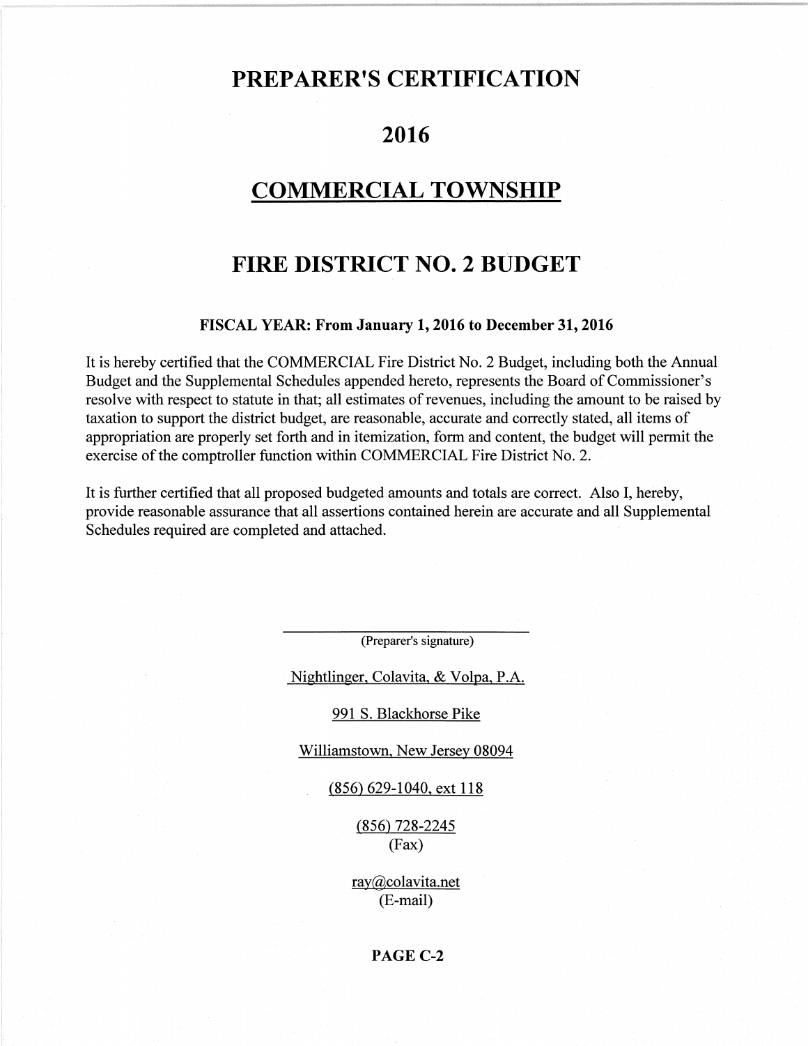# PREPARER'S CERTIFICATION

# 2016

# COMMERCIAL TOWNSHIP

# FIRE DISTRICT NO. 2 BUDGET

**FISCAL YEAR: From January 1, 2016 to December 31, 2016**

It is hereby certified that the COMMERCIAL Fire District No. 2 Budget, including both the Annual Budget and the Supplemental Schedules appended hereto, represents the Board of Commissioner's resolve with respect to statute in that; all estimates of revenues, including the amount to be raised by taxation to support the district budget, are reasonable, accurate and correctly stated, all items of appropriation are properly set forth and in itemization, form and content, the budget will permit the exercise of the comptroller function within COMMERCIAL Fire District No. 2.

It is further certified that all proposed budgeted amounts and totals are correct. Also I, hereby, provide reasonable assurance that all assertions contained herein are accurate and all Supplemental Schedules required are completed and attached.

\_\_\_\_\_\_\_\_\_\_\_\_\_\_\_\_\_\_\_\_\_\_\_\_\_\_\_\_\_\_

(Preparer's signature)

Nightlinger, Colavita, & Volpa, P.A.

991 S. Blackhorse Pike

Williamstown, New Jersey 08094

(856) 629-1040, ext 118

(856) 728-2245
(Fax)

ray@colavita.net
(E-mail)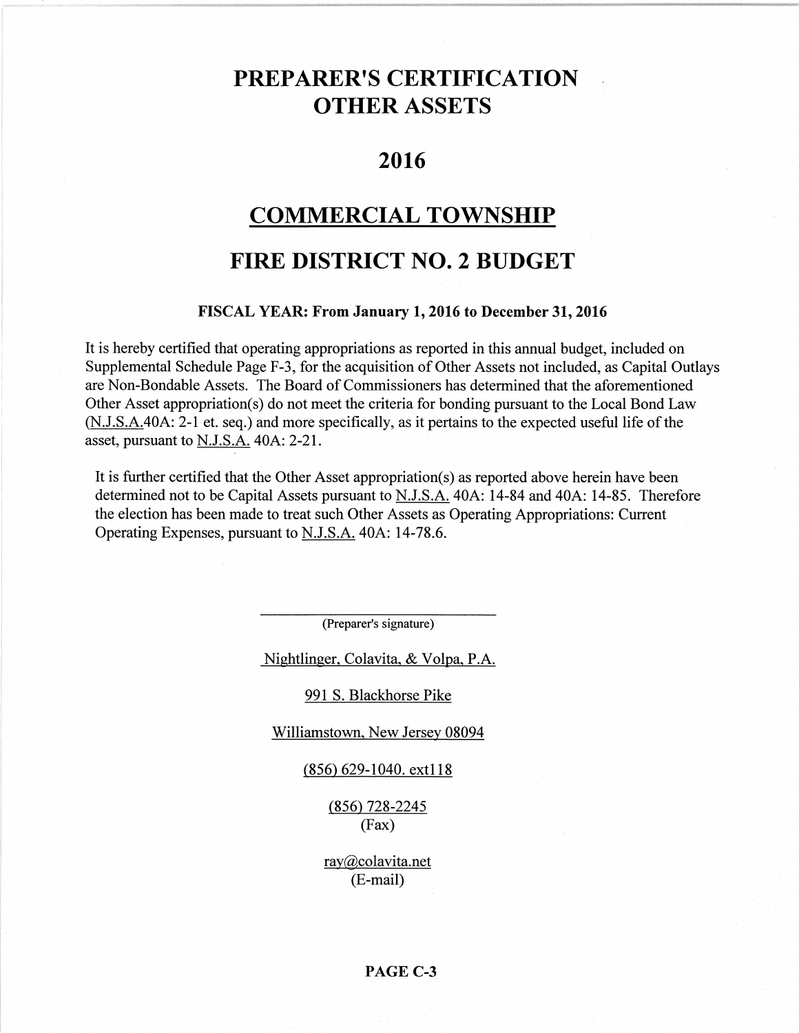# PREPARER'S CERTIFICATION OTHER ASSETS

# 2016

# COMMERCIAL TOWNSHIP

# FIRE DISTRICT NO. 2 BUDGET

**FISCAL YEAR: From January 1, 2016 to December 31, 2016**

It is hereby certified that operating appropriations as reported in this annual budget, included on Supplemental Schedule Page F-3, for the acquisition of Other Assets not included, as Capital Outlays are Non-Bondable Assets. The Board of Commissioners has determined that the aforementioned Other Asset appropriation(s) do not meet the criteria for bonding pursuant to the Local Bond Law (N.J.S.A.40A: 2-1 et. seq.) and more specifically, as it pertains to the expected useful life of the asset, pursuant to N.J.S.A. 40A: 2-21.

It is further certified that the Other Asset appropriation(s) as reported above herein have been determined not to be Capital Assets pursuant to N.J.S.A. 40A: 14-84 and 40A: 14-85. Therefore the election has been made to treat such Other Assets as Operating Appropriations: Current Operating Expenses, pursuant to N.J.S.A. 40A: 14-78.6.

_______________________________
(Preparer's signature)

Nightlinger, Colavita, & Volpa, P.A.

991 S. Blackhorse Pike

Williamstown, New Jersey 08094

(856) 629-1040. ext118

(856) 728-2245
(Fax)

ray@colavita.net
(E-mail)

**PAGE C-3**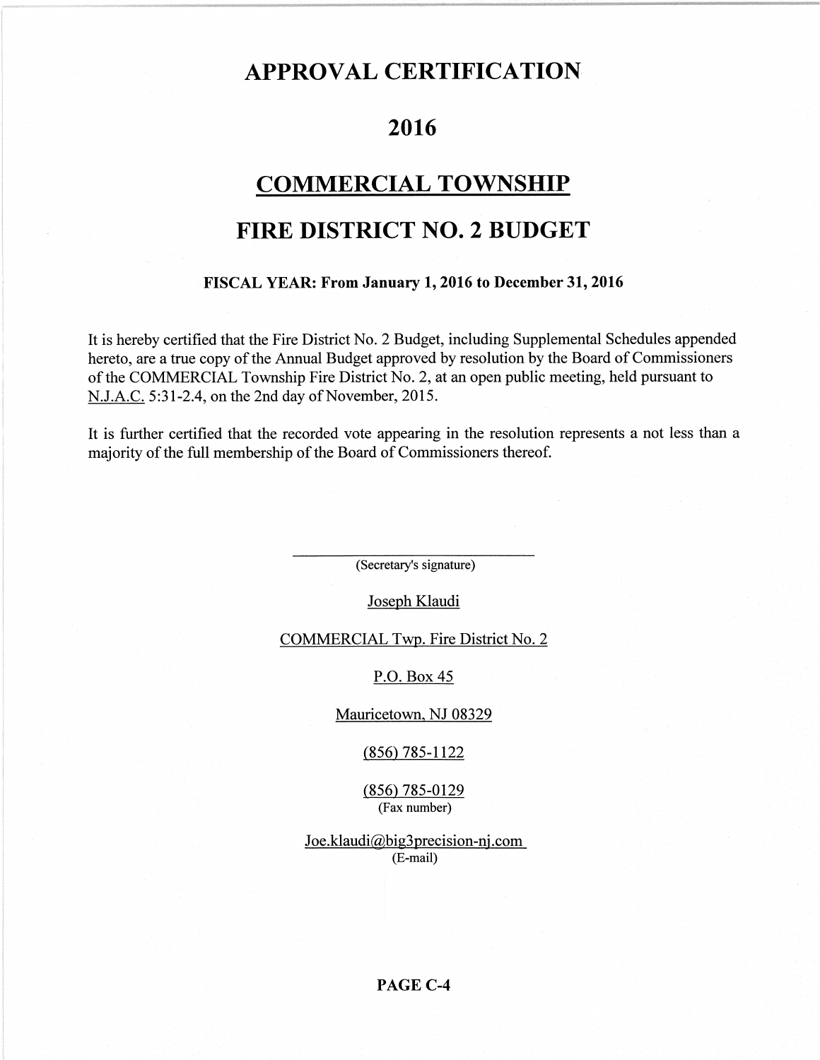# APPROVAL CERTIFICATION

# 2016

# COMMERCIAL TOWNSHIP

# FIRE DISTRICT NO. 2 BUDGET

**FISCAL YEAR: From January 1, 2016 to December 31, 2016**

It is hereby certified that the Fire District No. 2 Budget, including Supplemental Schedules appended hereto, are a true copy of the Annual Budget approved by resolution by the Board of Commissioners of the COMMERCIAL Township Fire District No. 2, at an open public meeting, held pursuant to N.J.A.C. 5:31-2.4, on the 2nd day of November, 2015.

It is further certified that the recorded vote appearing in the resolution represents a not less than a majority of the full membership of the Board of Commissioners thereof.

\_\_\_\_\_\_\_\_\_\_\_\_\_\_\_\_\_\_\_\_\_\_\_\_\_\_\_\_\_\_

(Secretary's signature)

Joseph Klaudi

COMMERCIAL Twp. Fire District No. 2

P.O. Box 45

Mauricetown, NJ 08329

(856) 785-1122

(856) 785-0129
(Fax number)

Joe.klaudi@big3precision-nj.com
(E-mail)

**PAGE C-4**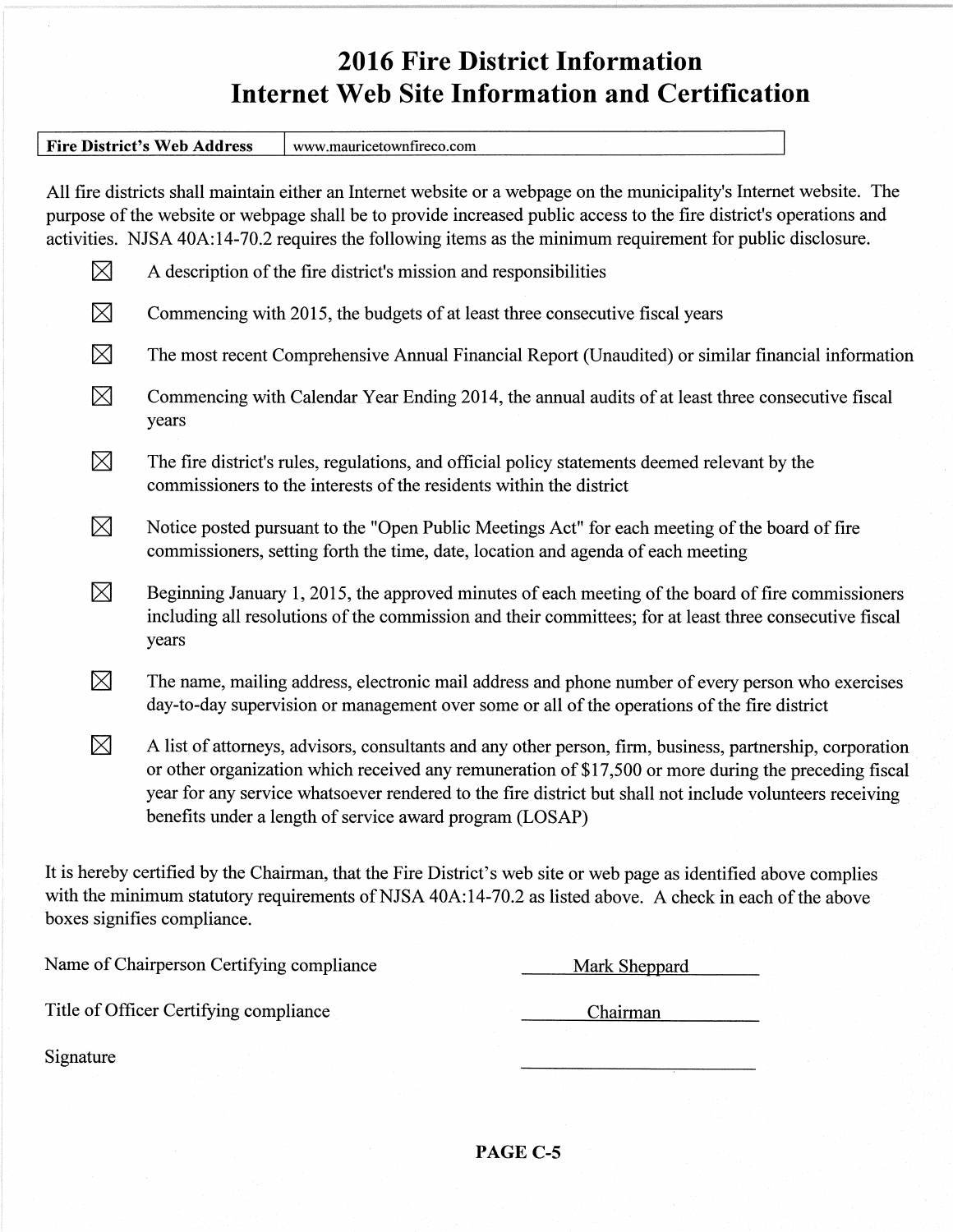# 2016 Fire District Information
# Internet Web Site Information and Certification

| Fire District's Web Address | www.mauricetownfireco.com |
|---|---|

All fire districts shall maintain either an Internet website or a webpage on the municipality's Internet website. The purpose of the website or webpage shall be to provide increased public access to the fire district's operations and activities. NJSA 40A:14-70.2 requires the following items as the minimum requirement for public disclosure.

- ☒ A description of the fire district's mission and responsibilities
- ☒ Commencing with 2015, the budgets of at least three consecutive fiscal years
- ☒ The most recent Comprehensive Annual Financial Report (Unaudited) or similar financial information
- ☒ Commencing with Calendar Year Ending 2014, the annual audits of at least three consecutive fiscal years
- ☒ The fire district's rules, regulations, and official policy statements deemed relevant by the commissioners to the interests of the residents within the district
- ☒ Notice posted pursuant to the "Open Public Meetings Act" for each meeting of the board of fire commissioners, setting forth the time, date, location and agenda of each meeting
- ☒ Beginning January 1, 2015, the approved minutes of each meeting of the board of fire commissioners including all resolutions of the commission and their committees; for at least three consecutive fiscal years
- ☒ The name, mailing address, electronic mail address and phone number of every person who exercises day-to-day supervision or management over some or all of the operations of the fire district
- ☒ A list of attorneys, advisors, consultants and any other person, firm, business, partnership, corporation or other organization which received any remuneration of $17,500 or more during the preceding fiscal year for any service whatsoever rendered to the fire district but shall not include volunteers receiving benefits under a length of service award program (LOSAP)

It is hereby certified by the Chairman, that the Fire District's web site or web page as identified above complies with the minimum statutory requirements of NJSA 40A:14-70.2 as listed above. A check in each of the above boxes signifies compliance.

Name of Chairperson Certifying compliance: Mark Sheppard

Title of Officer Certifying compliance: Chairman

Signature: ______________________

**PAGE C-5**